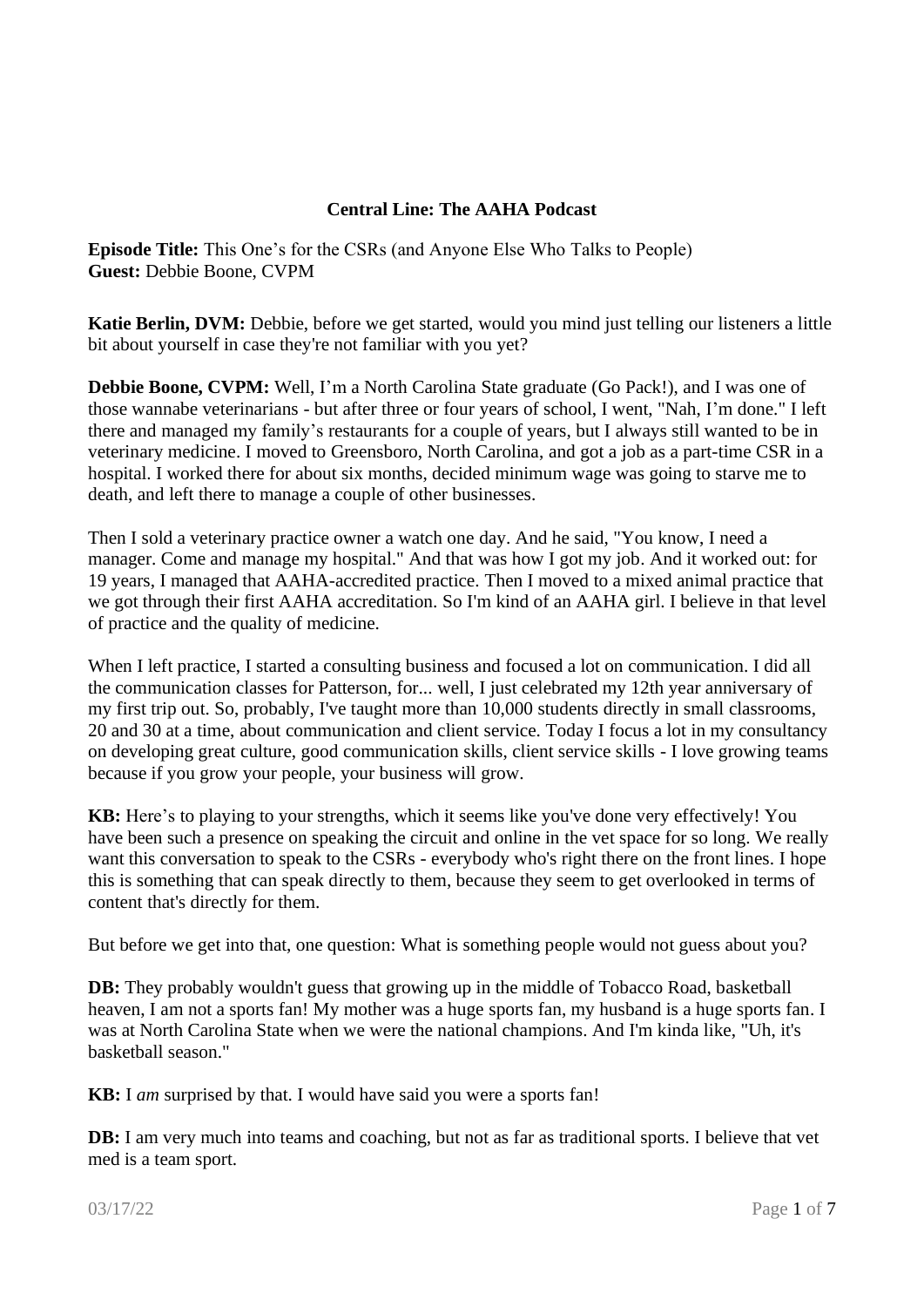**Central Line: The AAHA Podcast**

**Episode Title:** This One's for the CSRs (and Anyone Else Who Talks to People)
**Guest:** Debbie Boone, CVPM

**Katie Berlin, DVM:** Debbie, before we get started, would you mind just telling our listeners a little bit about yourself in case they're not familiar with you yet?

**Debbie Boone, CVPM:** Well, I'm a North Carolina State graduate (Go Pack!), and I was one of those wannabe veterinarians - but after three or four years of school, I went, "Nah, I'm done." I left there and managed my family's restaurants for a couple of years, but I always still wanted to be in veterinary medicine. I moved to Greensboro, North Carolina, and got a job as a part-time CSR in a hospital. I worked there for about six months, decided minimum wage was going to starve me to death, and left there to manage a couple of other businesses.

Then I sold a veterinary practice owner a watch one day. And he said, "You know, I need a manager. Come and manage my hospital." And that was how I got my job. And it worked out: for 19 years, I managed that AAHA-accredited practice. Then I moved to a mixed animal practice that we got through their first AAHA accreditation. So I'm kind of an AAHA girl. I believe in that level of practice and the quality of medicine.

When I left practice, I started a consulting business and focused a lot on communication. I did all the communication classes for Patterson, for... well, I just celebrated my 12th year anniversary of my first trip out. So, probably, I've taught more than 10,000 students directly in small classrooms, 20 and 30 at a time, about communication and client service. Today I focus a lot in my consultancy on developing great culture, good communication skills, client service skills - I love growing teams because if you grow your people, your business will grow.

**KB:** Here's to playing to your strengths, which it seems like you've done very effectively! You have been such a presence on speaking the circuit and online in the vet space for so long. We really want this conversation to speak to the CSRs - everybody who's right there on the front lines. I hope this is something that can speak directly to them, because they seem to get overlooked in terms of content that's directly for them.

But before we get into that, one question: What is something people would not guess about you?

**DB:** They probably wouldn't guess that growing up in the middle of Tobacco Road, basketball heaven, I am not a sports fan! My mother was a huge sports fan, my husband is a huge sports fan. I was at North Carolina State when we were the national champions. And I'm kinda like, "Uh, it's basketball season."

**KB:** I *am* surprised by that. I would have said you were a sports fan!

**DB:** I am very much into teams and coaching, but not as far as traditional sports. I believe that vet med is a team sport.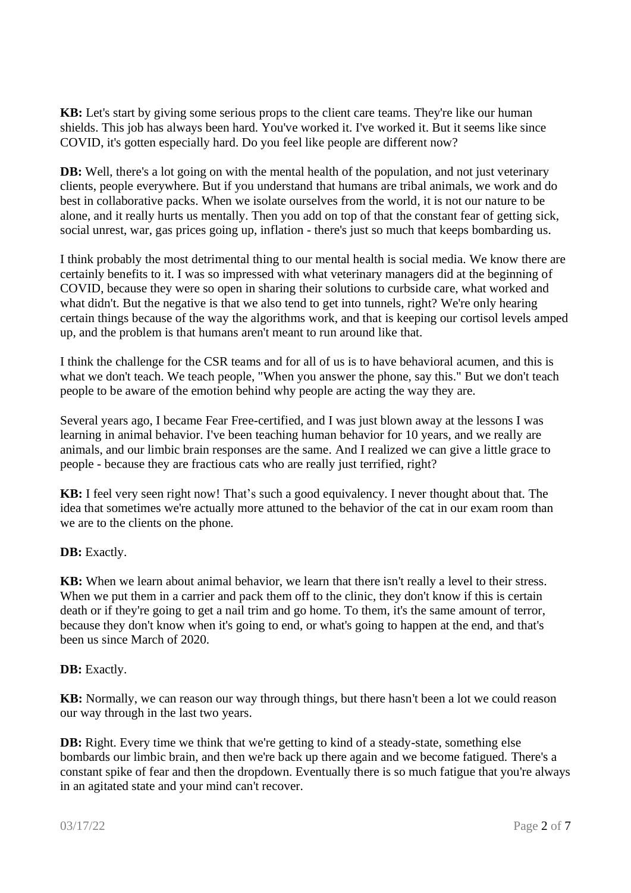**KB:** Let's start by giving some serious props to the client care teams. They're like our human shields. This job has always been hard. You've worked it. I've worked it. But it seems like since COVID, it's gotten especially hard. Do you feel like people are different now?

**DB:** Well, there's a lot going on with the mental health of the population, and not just veterinary clients, people everywhere. But if you understand that humans are tribal animals, we work and do best in collaborative packs. When we isolate ourselves from the world, it is not our nature to be alone, and it really hurts us mentally. Then you add on top of that the constant fear of getting sick, social unrest, war, gas prices going up, inflation - there's just so much that keeps bombarding us.

I think probably the most detrimental thing to our mental health is social media. We know there are certainly benefits to it. I was so impressed with what veterinary managers did at the beginning of COVID, because they were so open in sharing their solutions to curbside care, what worked and what didn't. But the negative is that we also tend to get into tunnels, right? We're only hearing certain things because of the way the algorithms work, and that is keeping our cortisol levels amped up, and the problem is that humans aren't meant to run around like that.

I think the challenge for the CSR teams and for all of us is to have behavioral acumen, and this is what we don't teach. We teach people, "When you answer the phone, say this." But we don't teach people to be aware of the emotion behind why people are acting the way they are.

Several years ago, I became Fear Free-certified, and I was just blown away at the lessons I was learning in animal behavior. I've been teaching human behavior for 10 years, and we really are animals, and our limbic brain responses are the same. And I realized we can give a little grace to people - because they are fractious cats who are really just terrified, right?

**KB:** I feel very seen right now! That's such a good equivalency. I never thought about that. The idea that sometimes we're actually more attuned to the behavior of the cat in our exam room than we are to the clients on the phone.

**DB:** Exactly.

**KB:** When we learn about animal behavior, we learn that there isn't really a level to their stress. When we put them in a carrier and pack them off to the clinic, they don't know if this is certain death or if they're going to get a nail trim and go home. To them, it's the same amount of terror, because they don't know when it's going to end, or what's going to happen at the end, and that's been us since March of 2020.

**DB:** Exactly.

**KB:** Normally, we can reason our way through things, but there hasn't been a lot we could reason our way through in the last two years.

**DB:** Right. Every time we think that we're getting to kind of a steady-state, something else bombards our limbic brain, and then we're back up there again and we become fatigued. There's a constant spike of fear and then the dropdown. Eventually there is so much fatigue that you're always in an agitated state and your mind can't recover.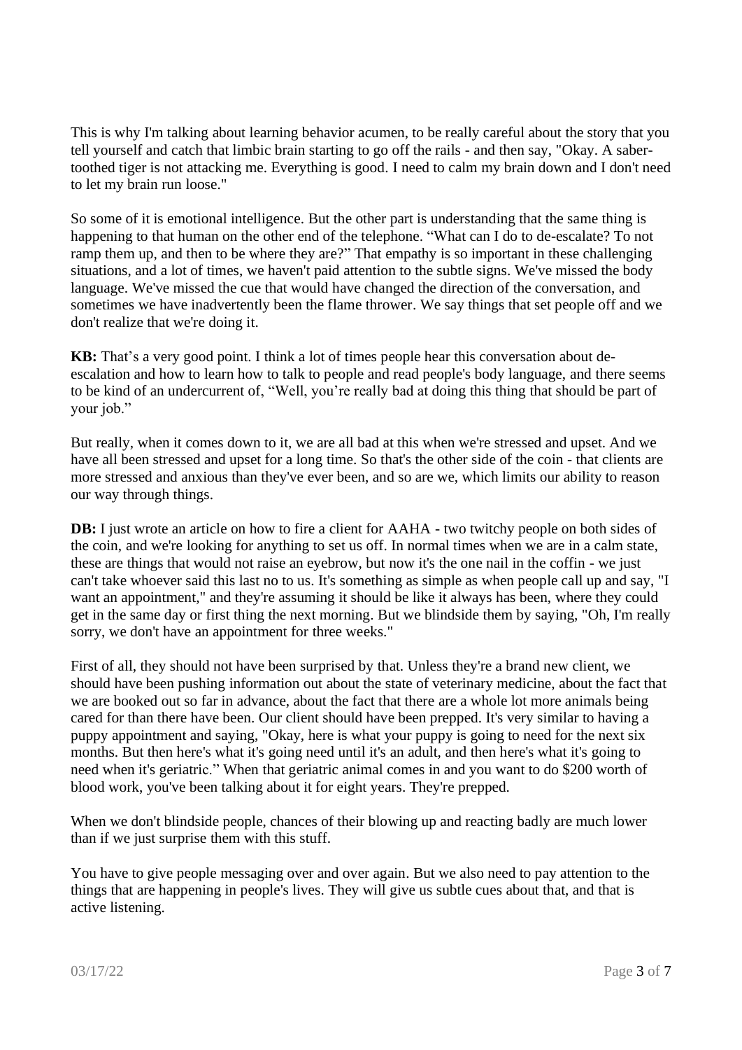This is why I'm talking about learning behavior acumen, to be really careful about the story that you tell yourself and catch that limbic brain starting to go off the rails - and then say, "Okay. A saber-toothed tiger is not attacking me. Everything is good. I need to calm my brain down and I don't need to let my brain run loose."

So some of it is emotional intelligence. But the other part is understanding that the same thing is happening to that human on the other end of the telephone. "What can I do to de-escalate? To not ramp them up, and then to be where they are?" That empathy is so important in these challenging situations, and a lot of times, we haven't paid attention to the subtle signs. We've missed the body language. We've missed the cue that would have changed the direction of the conversation, and sometimes we have inadvertently been the flame thrower. We say things that set people off and we don't realize that we're doing it.

**KB:** That's a very good point. I think a lot of times people hear this conversation about de-escalation and how to learn how to talk to people and read people's body language, and there seems to be kind of an undercurrent of, "Well, you're really bad at doing this thing that should be part of your job."

But really, when it comes down to it, we are all bad at this when we're stressed and upset. And we have all been stressed and upset for a long time. So that's the other side of the coin - that clients are more stressed and anxious than they've ever been, and so are we, which limits our ability to reason our way through things.

**DB:** I just wrote an article on how to fire a client for AAHA - two twitchy people on both sides of the coin, and we're looking for anything to set us off. In normal times when we are in a calm state, these are things that would not raise an eyebrow, but now it's the one nail in the coffin - we just can't take whoever said this last no to us. It's something as simple as when people call up and say, "I want an appointment," and they're assuming it should be like it always has been, where they could get in the same day or first thing the next morning. But we blindside them by saying, "Oh, I'm really sorry, we don't have an appointment for three weeks."

First of all, they should not have been surprised by that. Unless they're a brand new client, we should have been pushing information out about the state of veterinary medicine, about the fact that we are booked out so far in advance, about the fact that there are a whole lot more animals being cared for than there have been. Our client should have been prepped. It's very similar to having a puppy appointment and saying, "Okay, here is what your puppy is going to need for the next six months. But then here's what it's going need until it's an adult, and then here's what it's going to need when it's geriatric." When that geriatric animal comes in and you want to do $200 worth of blood work, you've been talking about it for eight years. They're prepped.

When we don't blindside people, chances of their blowing up and reacting badly are much lower than if we just surprise them with this stuff.

You have to give people messaging over and over again. But we also need to pay attention to the things that are happening in people's lives. They will give us subtle cues about that, and that is active listening.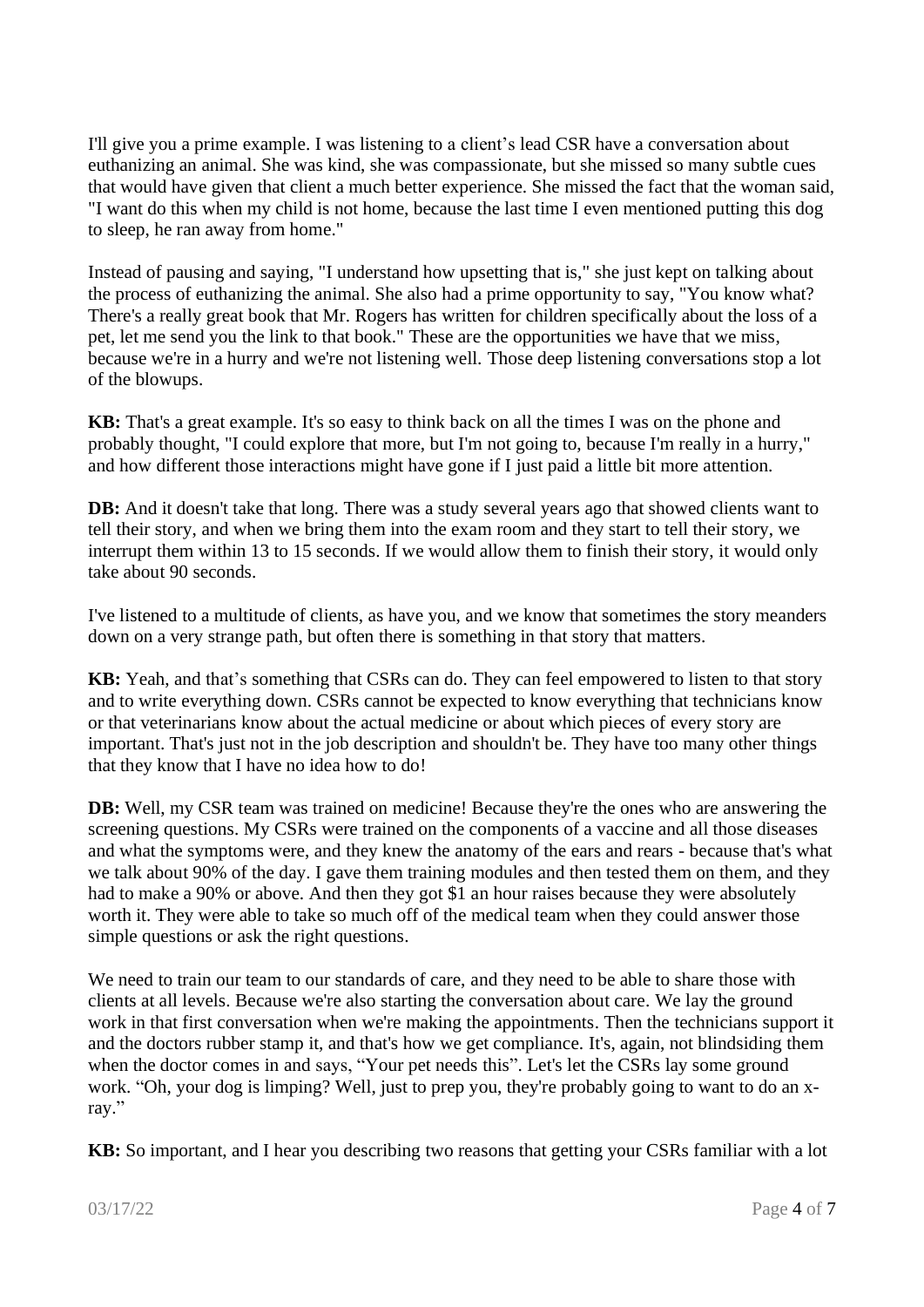I'll give you a prime example. I was listening to a client's lead CSR have a conversation about euthanizing an animal. She was kind, she was compassionate, but she missed so many subtle cues that would have given that client a much better experience. She missed the fact that the woman said, "I want do this when my child is not home, because the last time I even mentioned putting this dog to sleep, he ran away from home."

Instead of pausing and saying, "I understand how upsetting that is," she just kept on talking about the process of euthanizing the animal. She also had a prime opportunity to say, "You know what? There's a really great book that Mr. Rogers has written for children specifically about the loss of a pet, let me send you the link to that book." These are the opportunities we have that we miss, because we're in a hurry and we're not listening well. Those deep listening conversations stop a lot of the blowups.

**KB:** That's a great example. It's so easy to think back on all the times I was on the phone and probably thought, "I could explore that more, but I'm not going to, because I'm really in a hurry," and how different those interactions might have gone if I just paid a little bit more attention.

**DB:** And it doesn't take that long. There was a study several years ago that showed clients want to tell their story, and when we bring them into the exam room and they start to tell their story, we interrupt them within 13 to 15 seconds. If we would allow them to finish their story, it would only take about 90 seconds.

I've listened to a multitude of clients, as have you, and we know that sometimes the story meanders down on a very strange path, but often there is something in that story that matters.

**KB:** Yeah, and that's something that CSRs can do. They can feel empowered to listen to that story and to write everything down. CSRs cannot be expected to know everything that technicians know or that veterinarians know about the actual medicine or about which pieces of every story are important. That's just not in the job description and shouldn't be. They have too many other things that they know that I have no idea how to do!

**DB:** Well, my CSR team was trained on medicine! Because they're the ones who are answering the screening questions. My CSRs were trained on the components of a vaccine and all those diseases and what the symptoms were, and they knew the anatomy of the ears and rears - because that's what we talk about 90% of the day. I gave them training modules and then tested them on them, and they had to make a 90% or above. And then they got $1 an hour raises because they were absolutely worth it. They were able to take so much off of the medical team when they could answer those simple questions or ask the right questions.

We need to train our team to our standards of care, and they need to be able to share those with clients at all levels. Because we're also starting the conversation about care. We lay the ground work in that first conversation when we're making the appointments. Then the technicians support it and the doctors rubber stamp it, and that's how we get compliance. It's, again, not blindsiding them when the doctor comes in and says, "Your pet needs this". Let's let the CSRs lay some ground work. "Oh, your dog is limping? Well, just to prep you, they're probably going to want to do an x-ray."

**KB:** So important, and I hear you describing two reasons that getting your CSRs familiar with a lot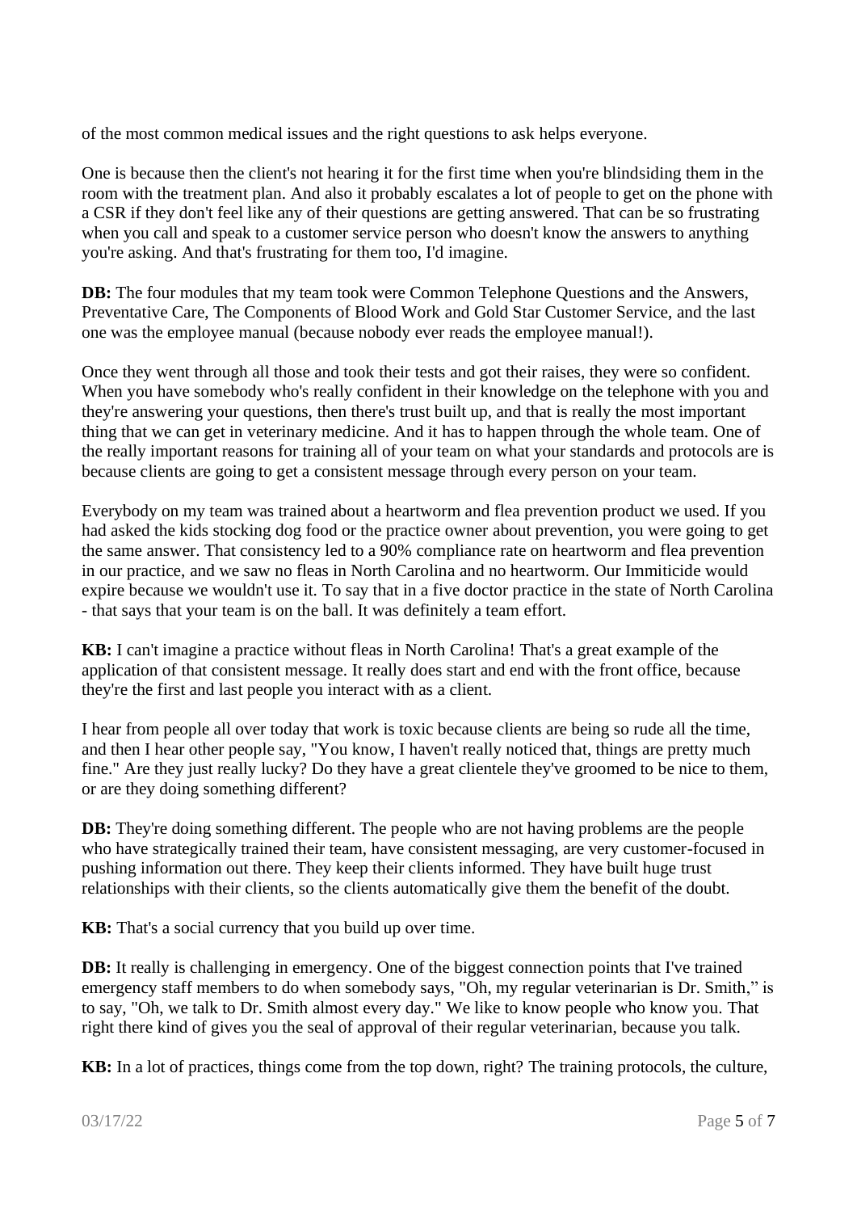of the most common medical issues and the right questions to ask helps everyone.

One is because then the client's not hearing it for the first time when you're blindsiding them in the room with the treatment plan. And also it probably escalates a lot of people to get on the phone with a CSR if they don't feel like any of their questions are getting answered. That can be so frustrating when you call and speak to a customer service person who doesn't know the answers to anything you're asking. And that's frustrating for them too, I'd imagine.

**DB:** The four modules that my team took were Common Telephone Questions and the Answers, Preventative Care, The Components of Blood Work and Gold Star Customer Service, and the last one was the employee manual (because nobody ever reads the employee manual!).

Once they went through all those and took their tests and got their raises, they were so confident. When you have somebody who's really confident in their knowledge on the telephone with you and they're answering your questions, then there's trust built up, and that is really the most important thing that we can get in veterinary medicine. And it has to happen through the whole team. One of the really important reasons for training all of your team on what your standards and protocols are is because clients are going to get a consistent message through every person on your team.

Everybody on my team was trained about a heartworm and flea prevention product we used. If you had asked the kids stocking dog food or the practice owner about prevention, you were going to get the same answer. That consistency led to a 90% compliance rate on heartworm and flea prevention in our practice, and we saw no fleas in North Carolina and no heartworm. Our Immiticide would expire because we wouldn't use it. To say that in a five doctor practice in the state of North Carolina - that says that your team is on the ball. It was definitely a team effort.

**KB:** I can't imagine a practice without fleas in North Carolina! That's a great example of the application of that consistent message. It really does start and end with the front office, because they're the first and last people you interact with as a client.

I hear from people all over today that work is toxic because clients are being so rude all the time, and then I hear other people say, "You know, I haven't really noticed that, things are pretty much fine." Are they just really lucky? Do they have a great clientele they've groomed to be nice to them, or are they doing something different?

**DB:** They're doing something different. The people who are not having problems are the people who have strategically trained their team, have consistent messaging, are very customer-focused in pushing information out there. They keep their clients informed. They have built huge trust relationships with their clients, so the clients automatically give them the benefit of the doubt.

**KB:** That's a social currency that you build up over time.

**DB:** It really is challenging in emergency. One of the biggest connection points that I've trained emergency staff members to do when somebody says, "Oh, my regular veterinarian is Dr. Smith," is to say, "Oh, we talk to Dr. Smith almost every day." We like to know people who know you. That right there kind of gives you the seal of approval of their regular veterinarian, because you talk.

**KB:** In a lot of practices, things come from the top down, right? The training protocols, the culture,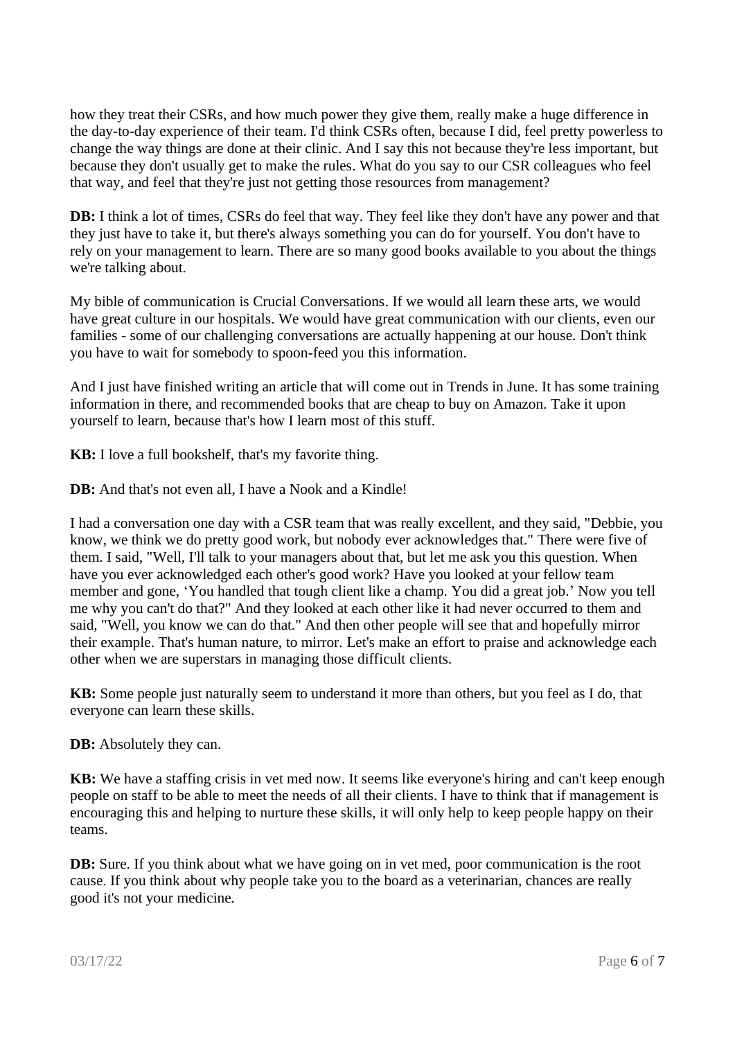how they treat their CSRs, and how much power they give them, really make a huge difference in the day-to-day experience of their team. I'd think CSRs often, because I did, feel pretty powerless to change the way things are done at their clinic. And I say this not because they're less important, but because they don't usually get to make the rules. What do you say to our CSR colleagues who feel that way, and feel that they're just not getting those resources from management?

**DB:** I think a lot of times, CSRs do feel that way. They feel like they don't have any power and that they just have to take it, but there's always something you can do for yourself. You don't have to rely on your management to learn. There are so many good books available to you about the things we're talking about.

My bible of communication is Crucial Conversations. If we would all learn these arts, we would have great culture in our hospitals. We would have great communication with our clients, even our families - some of our challenging conversations are actually happening at our house. Don't think you have to wait for somebody to spoon-feed you this information.

And I just have finished writing an article that will come out in Trends in June. It has some training information in there, and recommended books that are cheap to buy on Amazon. Take it upon yourself to learn, because that's how I learn most of this stuff.

**KB:** I love a full bookshelf, that's my favorite thing.

**DB:** And that's not even all, I have a Nook and a Kindle!

I had a conversation one day with a CSR team that was really excellent, and they said, "Debbie, you know, we think we do pretty good work, but nobody ever acknowledges that." There were five of them. I said, "Well, I'll talk to your managers about that, but let me ask you this question. When have you ever acknowledged each other's good work? Have you looked at your fellow team member and gone, 'You handled that tough client like a champ. You did a great job.' Now you tell me why you can't do that?" And they looked at each other like it had never occurred to them and said, "Well, you know we can do that." And then other people will see that and hopefully mirror their example. That's human nature, to mirror. Let's make an effort to praise and acknowledge each other when we are superstars in managing those difficult clients.

**KB:** Some people just naturally seem to understand it more than others, but you feel as I do, that everyone can learn these skills.

**DB:** Absolutely they can.

**KB:** We have a staffing crisis in vet med now. It seems like everyone's hiring and can't keep enough people on staff to be able to meet the needs of all their clients. I have to think that if management is encouraging this and helping to nurture these skills, it will only help to keep people happy on their teams.

**DB:** Sure. If you think about what we have going on in vet med, poor communication is the root cause. If you think about why people take you to the board as a veterinarian, chances are really good it's not your medicine.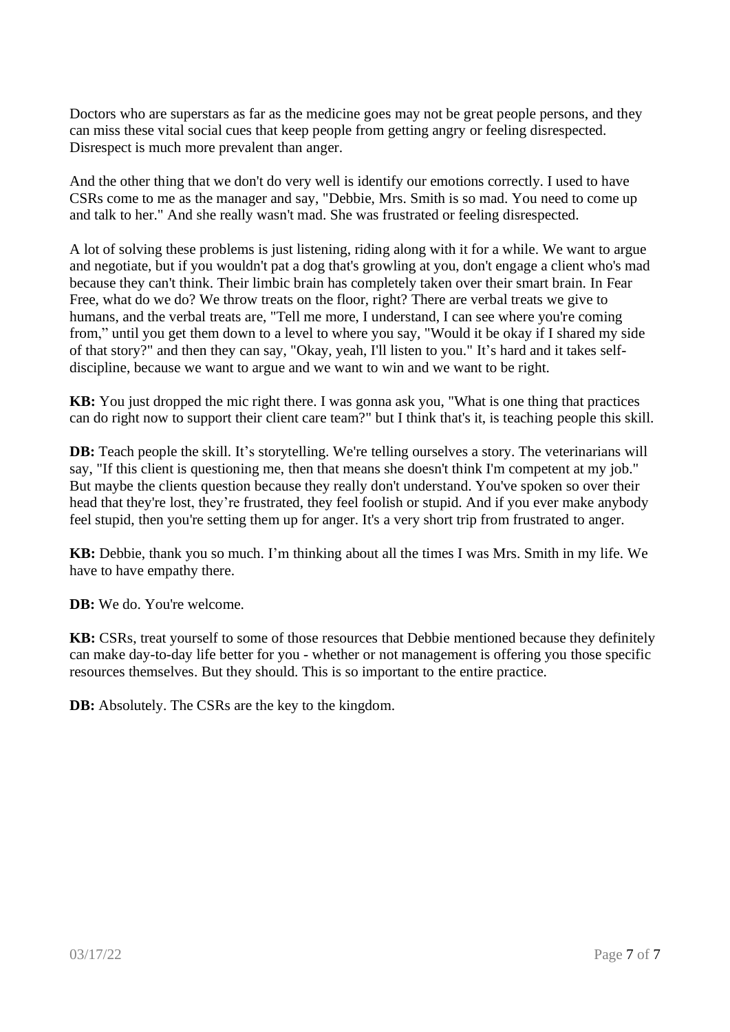Doctors who are superstars as far as the medicine goes may not be great people persons, and they can miss these vital social cues that keep people from getting angry or feeling disrespected. Disrespect is much more prevalent than anger.

And the other thing that we don't do very well is identify our emotions correctly. I used to have CSRs come to me as the manager and say, "Debbie, Mrs. Smith is so mad. You need to come up and talk to her." And she really wasn't mad. She was frustrated or feeling disrespected.

A lot of solving these problems is just listening, riding along with it for a while. We want to argue and negotiate, but if you wouldn't pat a dog that's growling at you, don't engage a client who's mad because they can't think. Their limbic brain has completely taken over their smart brain. In Fear Free, what do we do? We throw treats on the floor, right? There are verbal treats we give to humans, and the verbal treats are, "Tell me more, I understand, I can see where you're coming from," until you get them down to a level to where you say, "Would it be okay if I shared my side of that story?" and then they can say, "Okay, yeah, I'll listen to you." It's hard and it takes self-discipline, because we want to argue and we want to win and we want to be right.

**KB:** You just dropped the mic right there. I was gonna ask you, "What is one thing that practices can do right now to support their client care team?" but I think that's it, is teaching people this skill.

**DB:** Teach people the skill. It's storytelling. We're telling ourselves a story. The veterinarians will say, "If this client is questioning me, then that means she doesn't think I'm competent at my job." But maybe the clients question because they really don't understand. You've spoken so over their head that they're lost, they're frustrated, they feel foolish or stupid. And if you ever make anybody feel stupid, then you're setting them up for anger. It's a very short trip from frustrated to anger.

**KB:** Debbie, thank you so much. I'm thinking about all the times I was Mrs. Smith in my life. We have to have empathy there.

**DB:** We do. You're welcome.

**KB:** CSRs, treat yourself to some of those resources that Debbie mentioned because they definitely can make day-to-day life better for you - whether or not management is offering you those specific resources themselves. But they should. This is so important to the entire practice.

**DB:** Absolutely. The CSRs are the key to the kingdom.